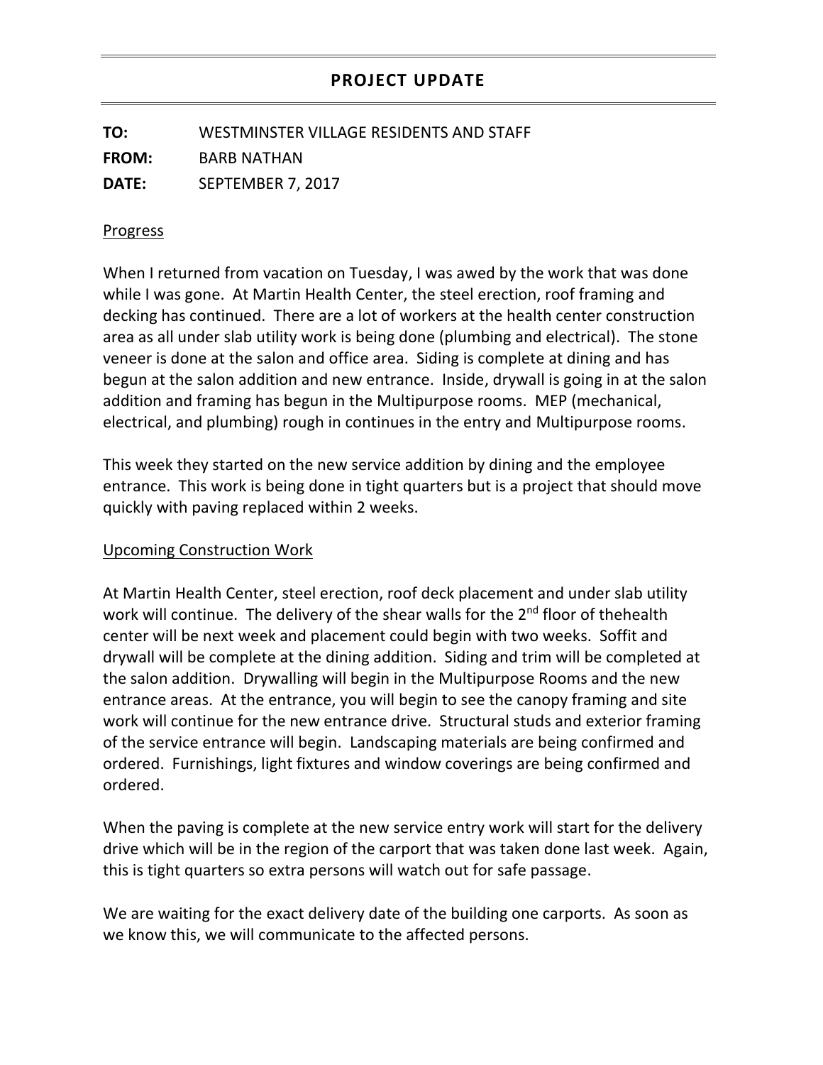# PROJECT UPDATE

**TO:** WESTMINSTER VILLAGE RESIDENTS AND STAFF

**FROM:** BARB NATHAN

**DATE:** SEPTEMBER 7, 2017

## Progress

When I returned from vacation on Tuesday, I was awed by the work that was done while I was gone. At Martin Health Center, the steel erection, roof framing and decking has continued. There are a lot of workers at the health center construction area as all under slab utility work is being done (plumbing and electrical). The stone veneer is done at the salon and office area. Siding is complete at dining and has begun at the salon addition and new entrance. Inside, drywall is going in at the salon addition and framing has begun in the Multipurpose rooms. MEP (mechanical, electrical, and plumbing) rough in continues in the entry and Multipurpose rooms.

This week they started on the new service addition by dining and the employee entrance. This work is being done in tight quarters but is a project that should move quickly with paving replaced within 2 weeks.

## Upcoming Construction Work

At Martin Health Center, steel erection, roof deck placement and under slab utility work will continue. The delivery of the shear walls for the 2nd floor of thehealth center will be next week and placement could begin with two weeks. Soffit and drywall will be complete at the dining addition. Siding and trim will be completed at the salon addition. Drywalling will begin in the Multipurpose Rooms and the new entrance areas. At the entrance, you will begin to see the canopy framing and site work will continue for the new entrance drive. Structural studs and exterior framing of the service entrance will begin. Landscaping materials are being confirmed and ordered. Furnishings, light fixtures and window coverings are being confirmed and ordered.

When the paving is complete at the new service entry work will start for the delivery drive which will be in the region of the carport that was taken done last week. Again, this is tight quarters so extra persons will watch out for safe passage.

We are waiting for the exact delivery date of the building one carports. As soon as we know this, we will communicate to the affected persons.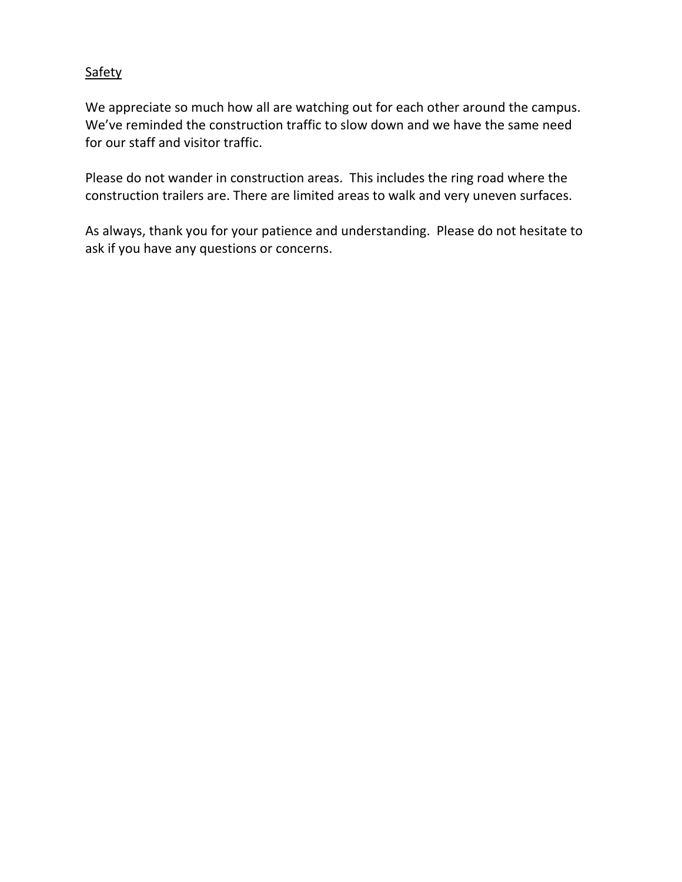Safety

We appreciate so much how all are watching out for each other around the campus. We've reminded the construction traffic to slow down and we have the same need for our staff and visitor traffic.

Please do not wander in construction areas. This includes the ring road where the construction trailers are. There are limited areas to walk and very uneven surfaces.

As always, thank you for your patience and understanding. Please do not hesitate to ask if you have any questions or concerns.